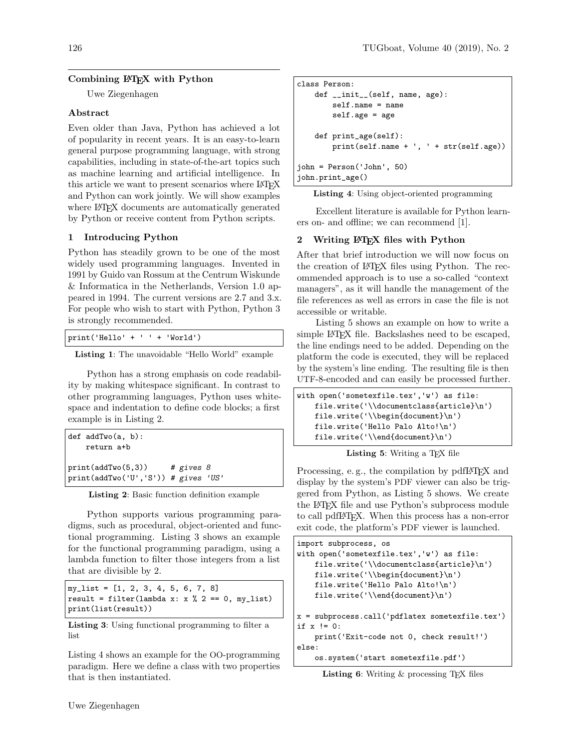# Combining LaTeX with Python

Uwe Ziegenhagen

## Abstract

Even older than Java, Python has achieved a lot of popularity in recent years. It is an easy-to-learn general purpose programming language, with strong capabilities, including in state-of-the-art topics such as machine learning and artificial intelligence. In this article we want to present scenarios where LaTeX and Python can work jointly. We will show examples where LaTeX documents are automatically generated by Python or receive content from Python scripts.

## 1 Introducing Python

Python has steadily grown to be one of the most widely used programming languages. Invented in 1991 by Guido van Rossum at the Centrum Wiskunde & Informatica in the Netherlands, Version 1.0 appeared in 1994. The current versions are 2.7 and 3.x. For people who wish to start with Python, Python 3 is strongly recommended.

```
print('Hello' + ' ' + 'World')
```

**Listing 1**: The unavoidable "Hello World" example

Python has a strong emphasis on code readability by making whitespace significant. In contrast to other programming languages, Python uses whitespace and indentation to define code blocks; a first example is in Listing 2.

```
def addTwo(a, b):
    return a+b

print(addTwo(5,3))     # gives 8
print(addTwo('U','S')) # gives 'US'
```

**Listing 2**: Basic function definition example

Python supports various programming paradigms, such as procedural, object-oriented and functional programming. Listing 3 shows an example for the functional programming paradigm, using a lambda function to filter those integers from a list that are divisible by 2.

```
my_list = [1, 2, 3, 4, 5, 6, 7, 8]
result = filter(lambda x: x % 2 == 0, my_list)
print(list(result))
```

**Listing 3**: Using functional programming to filter a list

Listing 4 shows an example for the OO-programming paradigm. Here we define a class with two properties that is then instantiated.

```
class Person:
    def __init__(self, name, age):
        self.name = name
        self.age = age

    def print_age(self):
        print(self.name + ', ' + str(self.age))

john = Person('John', 50)
john.print_age()
```

**Listing 4**: Using object-oriented programming

Excellent literature is available for Python learners on- and offline; we can recommend [1].

## 2 Writing LaTeX files with Python

After that brief introduction we will now focus on the creation of LaTeX files using Python. The recommended approach is to use a so-called "context managers", as it will handle the management of the file references as well as errors in case the file is not accessible or writable.

Listing 5 shows an example on how to write a simple LaTeX file. Backslashes need to be escaped, the line endings need to be added. Depending on the platform the code is executed, they will be replaced by the system's line ending. The resulting file is then UTF-8-encoded and can easily be processed further.

```
with open('sometexfile.tex','w') as file:
    file.write('\\documentclass{article}\n')
    file.write('\\begin{document}\n')
    file.write('Hello Palo Alto!\n')
    file.write('\\end{document}\n')
```

**Listing 5**: Writing a TeX file

Processing, e.g., the compilation by pdfLaTeX and display by the system's PDF viewer can also be triggered from Python, as Listing 5 shows. We create the LaTeX file and use Python's subprocess module to call pdfLaTeX. When this process has a non-error exit code, the platform's PDF viewer is launched.

```
import subprocess, os
with open('sometexfile.tex','w') as file:
    file.write('\\documentclass{article}\n')
    file.write('\\begin{document}\n')
    file.write('Hello Palo Alto!\n')
    file.write('\\end{document}\n')

x = subprocess.call('pdflatex sometexfile.tex')
if x != 0:
    print('Exit-code not 0, check result!')
else:
    os.system('start sometexfile.pdf')
```

**Listing 6**: Writing & processing TeX files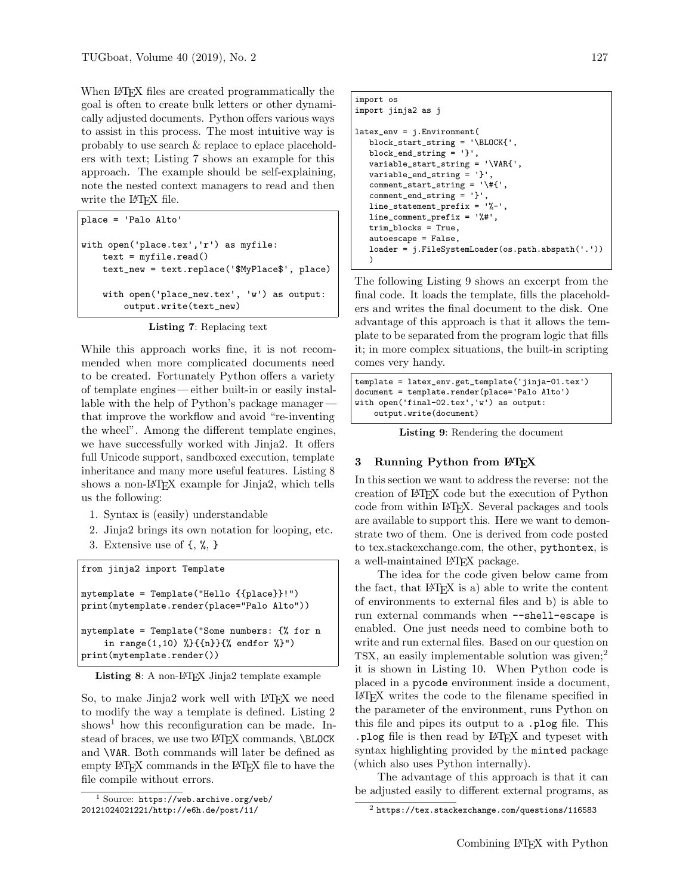When LaTeX files are created programmatically the goal is often to create bulk letters or other dynamically adjusted documents. Python offers various ways to assist in this process. The most intuitive way is probably to use search & replace to eplace placeholders with text; Listing 7 shows an example for this approach. The example should be self-explaining, note the nested context managers to read and then write the LaTeX file.

```
place = 'Palo Alto'

with open('place.tex','r') as myfile:
    text = myfile.read()
    text_new = text.replace('$MyPlace$', place)

    with open('place_new.tex', 'w') as output:
        output.write(text_new)
```

**Listing 7**: Replacing text

While this approach works fine, it is not recommended when more complicated documents need to be created. Fortunately Python offers a variety of template engines — either built-in or easily installable with the help of Python's package manager — that improve the workflow and avoid "re-inventing the wheel". Among the different template engines, we have successfully worked with Jinja2. It offers full Unicode support, sandboxed execution, template inheritance and many more useful features. Listing 8 shows a non-LaTeX example for Jinja2, which tells us the following:

1. Syntax is (easily) understandable
2. Jinja2 brings its own notation for looping, etc.
3. Extensive use of {, %, }

```
from jinja2 import Template

mytemplate = Template("Hello {{place}}!")
print(mytemplate.render(place="Palo Alto"))

mytemplate = Template("Some numbers: {% for n
    in range(1,10) %}{{n}}{% endfor %}")
print(mytemplate.render())
```

**Listing 8**: A non-LaTeX Jinja2 template example

So, to make Jinja2 work well with LaTeX we need to modify the way a template is defined. Listing 2 shows[1] how this reconfiguration can be made. Instead of braces, we use two LaTeX commands, `\BLOCK` and `\VAR`. Both commands will later be defined as empty LaTeX commands in the LaTeX file to have the file compile without errors.

```
import os
import jinja2 as j

latex_env = j.Environment(
   block_start_string = '\BLOCK{',
   block_end_string = '}',
   variable_start_string = '\VAR{',
   variable_end_string = '}',
   comment_start_string = '\#{',
   comment_end_string = '}',
   line_statement_prefix = '%-',
   line_comment_prefix = '%#',
   trim_blocks = True,
   autoescape = False,
   loader = j.FileSystemLoader(os.path.abspath('.'))
   )
```

The following Listing 9 shows an excerpt from the final code. It loads the template, fills the placeholders and writes the final document to the disk. One advantage of this approach is that it allows the template to be separated from the program logic that fills it; in more complex situations, the built-in scripting comes very handy.

```
template = latex_env.get_template('jinja-01.tex')
document = template.render(place='Palo Alto')
with open('final-02.tex','w') as output:
    output.write(document)
```

**Listing 9**: Rendering the document

## 3 Running Python from LaTeX

In this section we want to address the reverse: not the creation of LaTeX code but the execution of Python code from within LaTeX. Several packages and tools are available to support this. Here we want to demonstrate two of them. One is derived from code posted to tex.stackexchange.com, the other, `pythontex`, is a well-maintained LaTeX package.

The idea for the code given below came from the fact, that LaTeX is a) able to write the content of environments to external files and b) is able to run external commands when `--shell-escape` is enabled. One just needs need to combine both to write and run external files. Based on our question on TSX, an easily implementable solution was given;[2] it is shown in Listing 10. When Python code is placed in a `pycode` environment inside a document, LaTeX writes the code to the filename specified in the parameter of the environment, runs Python on this file and pipes its output to a `.plog` file. This `.plog` file is then read by LaTeX and typeset with syntax highlighting provided by the `minted` package (which also uses Python internally).

The advantage of this approach is that it can be adjusted easily to different external programs, as

[1] Source: https://web.archive.org/web/20121024021221/http://e6h.de/post/11/

[2] https://tex.stackexchange.com/questions/116583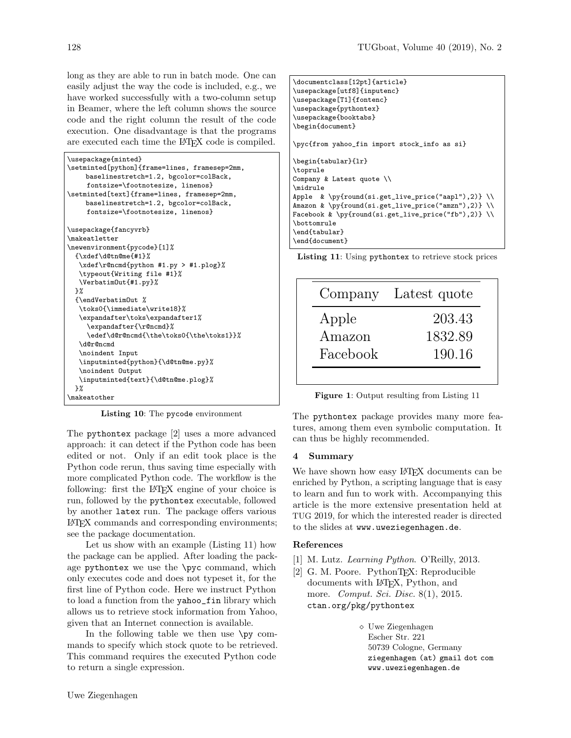long as they are able to run in batch mode. One can easily adjust the way the code is included, e.g., we have worked successfully with a two-column setup in Beamer, where the left column shows the source code and the right column the result of the code execution. One disadvantage is that the programs are executed each time the LaTeX code is compiled.

```
\usepackage{minted}
\setminted[python]{frame=lines, framesep=2mm,
     baselinestretch=1.2, bgcolor=colBack,
     fontsize=\footnotesize, linenos}
\setminted[text]{frame=lines, framesep=2mm,
     baselinestretch=1.2, bgcolor=colBack,
     fontsize=\footnotesize, linenos}

\usepackage{fancyvrb}
\makeatletter
\newenvironment{pycode}[1]%
  {\xdef\d@tn@me{#1}%
   \xdef\r@ncmd{python #1.py > #1.plog}%
   \typeout{Writing file #1}%
   \VerbatimOut{#1.py}%
  }%
  {\endVerbatimOut %
   \toks0{\immediate\write18}%
   \expandafter\toks\expandafter1%
     \expandafter{\r@ncmd}%
     \edef\d@r@ncmd{\the\toks0{\the\toks1}}%
   \d@r@ncmd
   \noindent Input
   \inputminted{python}{\d@tn@me.py}%
   \noindent Output
   \inputminted{text}{\d@tn@me.plog}%
  }%
\makeatother
```

**Listing 10**: The `pycode` environment

The `pythontex` package [2] uses a more advanced approach: it can detect if the Python code has been edited or not. Only if an edit took place is the Python code rerun, thus saving time especially with more complicated Python code. The workflow is the following: first the LaTeX engine of your choice is run, followed by the `pythontex` executable, followed by another `latex` run. The package offers various LaTeX commands and corresponding environments; see the package documentation.

Let us show with an example (Listing 11) how the package can be applied. After loading the package `pythontex` we use the `\pyc` command, which only executes code and does not typeset it, for the first line of Python code. Here we instruct Python to load a function from the `yahoo_fin` library which allows us to retrieve stock information from Yahoo, given that an Internet connection is available.

In the following table we then use `\py` commands to specify which stock quote to be retrieved. This command requires the executed Python code to return a single expression.

```
\documentclass[12pt]{article}
\usepackage[utf8]{inputenc}
\usepackage[T1]{fontenc}
\usepackage{pythontex}
\usepackage{booktabs}
\begin{document}

\pyc{from yahoo_fin import stock_info as si}

\begin{tabular}{lr}
\toprule
Company & Latest quote \\
\midrule
Apple  & \py{round(si.get_live_price("aapl"),2)} \\
Amazon & \py{round(si.get_live_price("amzn"),2)} \\
Facebook & \py{round(si.get_live_price("fb"),2)} \\
\bottomrule
\end{tabular}
\end{document}
```

**Listing 11**: Using `pythontex` to retrieve stock prices

| Company | Latest quote |
|---|---|
| Apple | 203.43 |
| Amazon | 1832.89 |
| Facebook | 190.16 |

**Figure 1**: Output resulting from Listing 11

The `pythontex` package provides many more features, among them even symbolic computation. It can thus be highly recommended.

## 4 Summary

We have shown how easy LaTeX documents can be enriched by Python, a scripting language that is easy to learn and fun to work with. Accompanying this article is the more extensive presentation held at TUG 2019, for which the interested reader is directed to the slides at `www.uweziegenhagen.de`.

## References

[1] M. Lutz. *Learning Python*. O'Reilly, 2013.

[2] G. M. Poore. PythonTEX: Reproducible documents with LaTeX, Python, and more. *Comput. Sci. Disc.* 8(1), 2015. `ctan.org/pkg/pythontex`

⋄ Uwe Ziegenhagen
Escher Str. 221
50739 Cologne, Germany
`ziegenhagen (at) gmail dot com`
`www.uweziegenhagen.de`